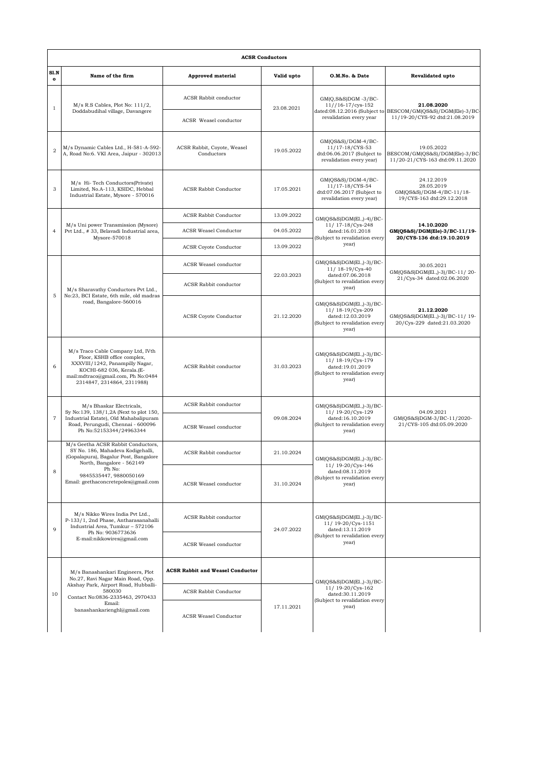# ACSR Conductors

| Sl.No | Name of the firm | Approved material | Valid upto | O.M.No. & Date | Revalidated upto |
|---|---|---|---|---|---|
| 1 | M/s R.S Cables, Plot No: 111/2, Doddabudihal village, Davangere | ACSR Rabbit conductor | 23.08.2021 | GM(Q,S&S)DGM -3/BC-11//16-17/cys-152 dated:08.12.2016 (Subject to revalidation every year | **21.08.2020** BESCOM/GM(QS&S)/DGM(Ele)-3/BC-11/19-20/CYS-92 dtd:21.08.2019 |
| | | ACSR Weasel conductor | | | |
| 2 | M/s Dynamic Cables Ltd., H-581-A-592-A, Road No:6. VKI Area, Jaipur - 302013 | ACSR Rabbit, Coyote, Weasel Conductors | 19.05.2022 | GM(QS&S)/DGM-4/BC-11/17-18/CYS-53 dtd:06.06.2017 (Subject to revalidation every year) | 19.05.2022 BESCOM/GM(QS&S)/DGM(Ele)-3/BC-11/20-21/CYS-163 dtd:09.11.2020 |
| 3 | M/s Hi- Tech Conductors(Private) Limited, No.A-113, KSIDC, Hebbal Industrial Estate, Mysore - 570016 | ACSR Rabbit Conductor | 17.05.2021 | GM(QS&S)/DGM-4/BC-11/17-18/CYS-54 dtd:07.06.2017 (Subject to revalidation every year) | 24.12.2019 28.05.2019 GM(QS&S)/DGM-4/BC-11/18-19/CYS-163 dtd:29.12.2018 |
| 4 | M/s Uni power Transmission (Mysore) Pvt Ltd., # 33, Belavadi Industrial area, Mysore-570018 | ACSR Rabbit Conductor | 13.09.2022 | GM(QS&S)DGM(El.,)-4)/BC-11/ 17-18/Cys-248 dated:16.01.2018 (Subject to revalidation every year) | **14.10.2020 GM(QS&S)/DGM(Ele)-3/BC-11/19-20/CYS-136 dtd:19.10.2019** |
| | | ACSR Weasel Conductor | 04.05.2022 | | |
| | | ACSR Coyote Conductor | 13.09.2022 | | |
| 5 | M/s Sharavathy Conductors Pvt Ltd., No:23, BCI Estate, 6th mile, old madras road, Bangalore-560016 | ACSR Weasel conductor | 22.03.2023 | GM(QS&S)DGM(El.,)-3)/BC-11/ 18-19/Cys-40 dated:07.06.2018 (Subject to revalidation every year) | 30.05.2021 GM(QS&S)DGM(El.,)-3)/BC-11/ 20-21/Cys-34 dated:02.06.2020 |
| | | ACSR Rabbit conductor | | | |
| | | ACSR Coyote Conductor | 21.12.2020 | GM(QS&S)DGM(El.,)-3)/BC-11/ 18-19/Cys-209 dated:12.03.2019 (Subject to revalidation every year) | **21.12.2020** GM(QS&S)DGM(El.,)-3)/BC-11/ 19-20/Cys-229 dated:21.03.2020 |
| 6 | M/s Traco Cable Company Ltd, IVth Floor, KSHB office complex, XXXVIII/1242, Panampilly Nagar, KOCHI-682 036, Kerala.(E-mail:mdtraco@gmail.com, Ph No:0484 2314847, 2314864, 2311988) | ACSR Rabbit conductor | 31.03.2023 | GM(QS&S)DGM(El.,)-3)/BC-11/ 18-19/Cys-179 dated:19.01.2019 (Subject to revalidation every year) | |
| 7 | M/s Bhaskar Electricals, Sy No:139, 138/1,2A (Next to plot 150, Industrial Estate), Old Mahabalipuram Road, Perungudi, Chennai - 600096 Ph No:52153344/24963344 | ACSR Rabbit conductor | 09.08.2024 | GM(QS&S)DGM(El.,)-3)/BC-11/ 19-20/Cys-129 dated:16.10.2019 (Subject to revalidation every year) | 04.09.2021 GM(QS&S)DGM-3/BC-11/2020-21/CYS-105 dtd:05.09.2020 |
| | | ACSR Weasel conductor | | | |
| 8 | M/s Geetha ACSR Rabbit Conductors, SY No. 186, Mahadeva Kodigehalli, (Gopalapura), Bagalur Post, Bangalore North, Bangalore - 562149 Ph No: 9845535447, 9880050169 Email: geethaconcretepoles@gmail.com | ACSR Rabbit conductor | 21.10.2024 | GM(QS&S)DGM(El.,)-3)/BC-11/ 19-20/Cys-146 dated:08.11.2019 (Subject to revalidation every year) | |
| | | ACSR Weasel conductor | 31.10.2024 | | |
| 9 | M/s Nikko Wires India Pvt Ltd., P-133/1, 2nd Phase, Antharasanahalli Industrial Area, Tumkur – 572106 Ph No: 9036773636 E-mail:nikkowires@gmail.com | ACSR Rabbit conductor | 24.07.2022 | GM(QS&S)DGM(El.,)-3)/BC-11/ 19-20/Cys-1151 dated:13.11.2019 (Subject to revalidation every year) | |
| | | ACSR Weasel conductor | | | |
| 10 | M/s Banashankari Engineers, Plot No.27, Ravi Nagar Main Road, Opp. Akshay Park, Airport Road, Hubballi-580030 Contact No:0836-2335463, 2970433 Email: banashankarienghl@gmail.com | **ACSR Rabbit and Weasel Conductor** | | GM(QS&S)DGM(El.,)-3)/BC-11/ 19-20/Cys-162 dated:30.11.2019 (Subject to revalidation every year) | |
| | | ACSR Rabbit Conductor | 17.11.2021 | | |
| | | ACSR Weasel Conductor | | | |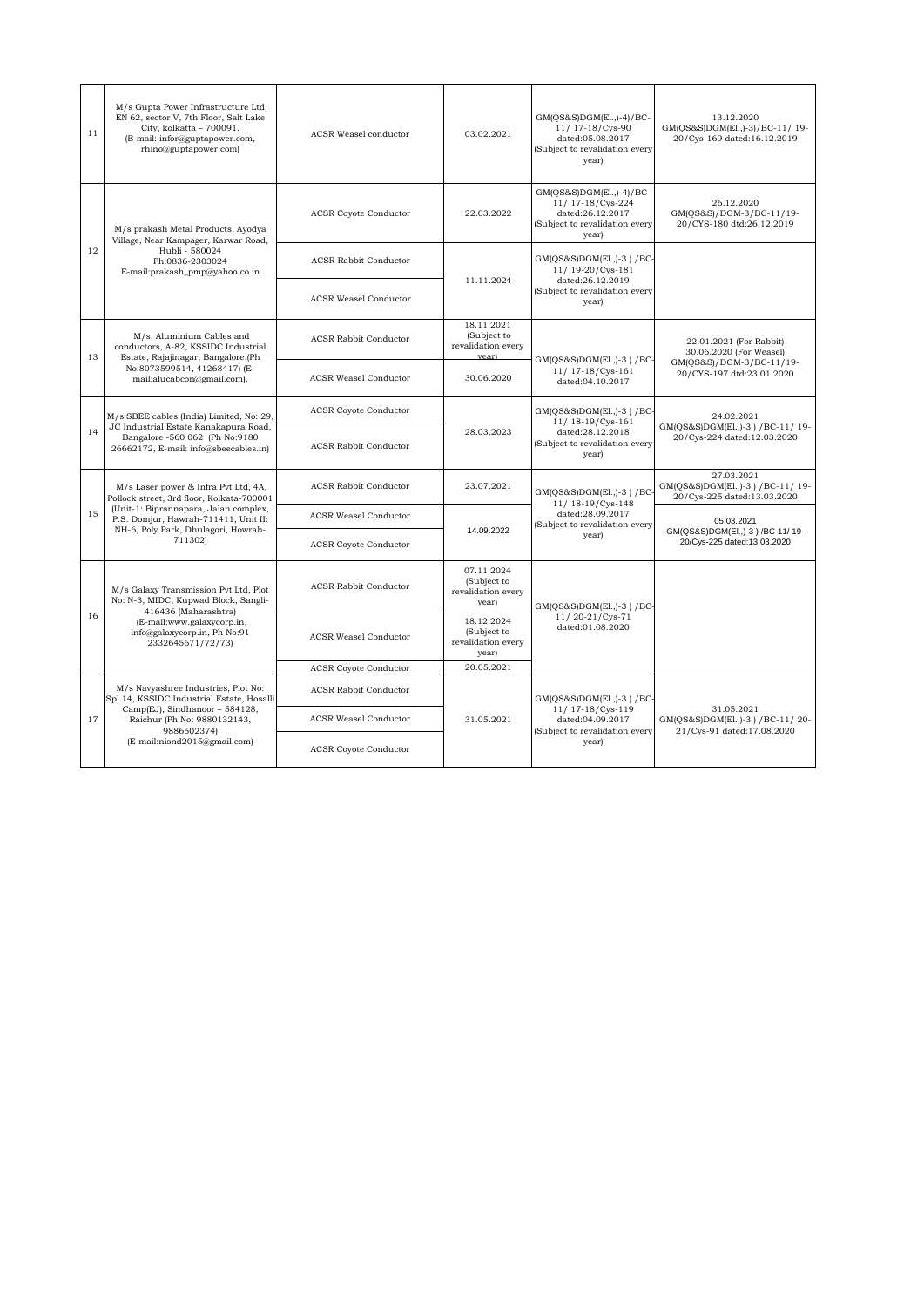| | | | | | |
|---|---|---|---|---|---|
| 11 | M/s Gupta Power Infrastructure Ltd, EN 62, sector V, 7th Floor, Salt Lake City, kolkatta – 700091. (E-mail: infor@guptapower.com, rhino@guptapower.com) | ACSR Weasel conductor | 03.02.2021 | GM(QS&S)DGM(El.,)-4)/BC-11/ 17-18/Cys-90 dated:05.08.2017 (Subject to revalidation every year) | 13.12.2020 GM(QS&S)DGM(El.,)-3)/BC-11/ 19-20/Cys-169 dated:16.12.2019 |
| 12 | M/s prakash Metal Products, Ayodya Village, Near Kampager, Karwar Road, Hubli - 580024 Ph:0836-2303024 E-mail:prakash_pmp@yahoo.co.in | ACSR Coyote Conductor | 22.03.2022 | GM(QS&S)DGM(El.,)-4)/BC-11/ 17-18/Cys-224 dated:26.12.2017 (Subject to revalidation every year) | 26.12.2020 GM(QS&S)/DGM-3/BC-11/19-20/CYS-180 dtd:26.12.2019 |
| | | ACSR Rabbit Conductor | 11.11.2024 | GM(QS&S)DGM(El.,)-3 ) /BC-11/ 19-20/Cys-181 dated:26.12.2019 (Subject to revalidation every year) | |
| | | ACSR Weasel Conductor | | | |
| 13 | M/s. Aluminium Cables and conductors, A-82, KSSIDC Industrial Estate, Rajajinagar, Bangalore.(Ph No:8073599514, 41268417) (E-mail:alucabcon@gmail.com). | ACSR Rabbit Conductor | 18.11.2021 (Subject to revalidation every year) | GM(QS&S)DGM(El.,)-3 ) /BC-11/ 17-18/Cys-161 dated:04.10.2017 | 22.01.2021 (For Rabbit) 30.06.2020 (For Weasel) GM(QS&S)/DGM-3/BC-11/19-20/CYS-197 dtd:23.01.2020 |
| | | ACSR Weasel Conductor | 30.06.2020 | | |
| 14 | M/s SBEE cables (India) Limited, No: 29, JC Industrial Estate Kanakapura Road, Bangalore -560 062 (Ph No:9180 26662172, E-mail: info@sbeecables.in) | ACSR Coyote Conductor | 28.03.2023 | GM(QS&S)DGM(El.,)-3 ) /BC-11/ 18-19/Cys-161 dated:28.12.2018 (Subject to revalidation every year) | 24.02.2021 GM(QS&S)DGM(El.,)-3 ) /BC-11/ 19-20/Cys-224 dated:12.03.2020 |
| | | ACSR Rabbit Conductor | | | |
| 15 | M/s Laser power & Infra Pvt Ltd, 4A, Pollock street, 3rd floor, Kolkata-700001 (Unit-1: Biprannapara, Jalan complex, P.S. Domjur, Hawrah-711411, Unit II: NH-6, Poly Park, Dhulagori, Howrah-711302) | ACSR Rabbit Conductor | 23.07.2021 | GM(QS&S)DGM(El.,)-3 ) /BC-11/ 18-19/Cys-148 dated:28.09.2017 (Subject to revalidation every year) | 27.03.2021 GM(QS&S)DGM(El.,)-3 ) /BC-11/ 19-20/Cys-225 dated:13.03.2020 |
| | | ACSR Weasel Conductor | 14.09.2022 | | 05.03.2021 GM(QS&S)DGM(El.,)-3 ) /BC-11/ 19-20/Cys-225 dated:13.03.2020 |
| | | ACSR Coyote Conductor | | | |
| 16 | M/s Galaxy Transmission Pvt Ltd, Plot No: N-3, MIDC, Kupwad Block, Sangli-416436 (Maharashtra) (E-mail:www.galaxycorp.in, info@galaxycorp.in, Ph No:91 2332645671/72/73) | ACSR Rabbit Conductor | 07.11.2024 (Subject to revalidation every year) | GM(QS&S)DGM(El.,)-3 ) /BC-11/ 20-21/Cys-71 dated:01.08.2020 | |
| | | ACSR Weasel Conductor | 18.12.2024 (Subject to revalidation every year) | | |
| | | ACSR Coyote Conductor | 20.05.2021 | | |
| 17 | M/s Navyashree Industries, Plot No: Spl.14, KSSIDC Industrial Estate, Hosalli Camp(EJ), Sindhanoor – 584128, Raichur (Ph No: 9880132143, 9886502374) (E-mail:nisnd2015@gmail.com) | ACSR Rabbit Conductor | 31.05.2021 | GM(QS&S)DGM(El.,)-3 ) /BC-11/ 17-18/Cys-119 dated:04.09.2017 (Subject to revalidation every year) | 31.05.2021 GM(QS&S)DGM(El.,)-3 ) /BC-11/ 20-21/Cys-91 dated:17.08.2020 |
| | | ACSR Weasel Conductor | | | |
| | | ACSR Coyote Conductor | | | |